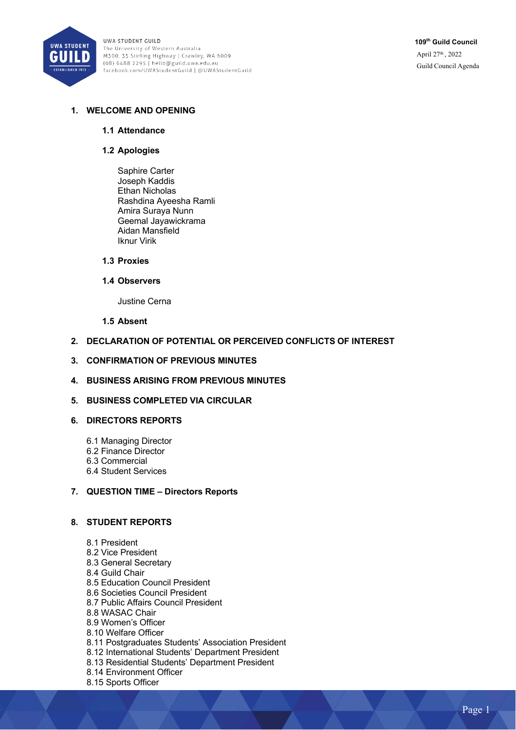UWA STUDENT GUILD
The University of Western Australia
M300, 35 Stirling Highway | Crawley, WA 6009
(08) 6488 2295 | hello@guild.uwa.edu.au
facebook.com/UWAStudentGuild | @UWAStudentGuild

**109th Guild Council**
April 27th, 2022
Guild Council Agenda

## 1. WELCOME AND OPENING

### 1.1 Attendance

### 1.2 Apologies

Saphire Carter
Joseph Kaddis
Ethan Nicholas
Rashdina Ayeesha Ramli
Amira Suraya Nunn
Geemal Jayawickrama
Aidan Mansfield
Iknur Virik

### 1.3 Proxies

### 1.4 Observers

Justine Cerna

### 1.5 Absent

## 2. DECLARATION OF POTENTIAL OR PERCEIVED CONFLICTS OF INTEREST

## 3. CONFIRMATION OF PREVIOUS MINUTES

## 4. BUSINESS ARISING FROM PREVIOUS MINUTES

## 5. BUSINESS COMPLETED VIA CIRCULAR

## 6. DIRECTORS REPORTS

6.1 Managing Director
6.2 Finance Director
6.3 Commercial
6.4 Student Services

## 7. QUESTION TIME – Directors Reports

## 8. STUDENT REPORTS

8.1 President
8.2 Vice President
8.3 General Secretary
8.4 Guild Chair
8.5 Education Council President
8.6 Societies Council President
8.7 Public Affairs Council President
8.8 WASAC Chair
8.9 Women's Officer
8.10 Welfare Officer
8.11 Postgraduates Students' Association President
8.12 International Students' Department President
8.13 Residential Students' Department President
8.14 Environment Officer
8.15 Sports Officer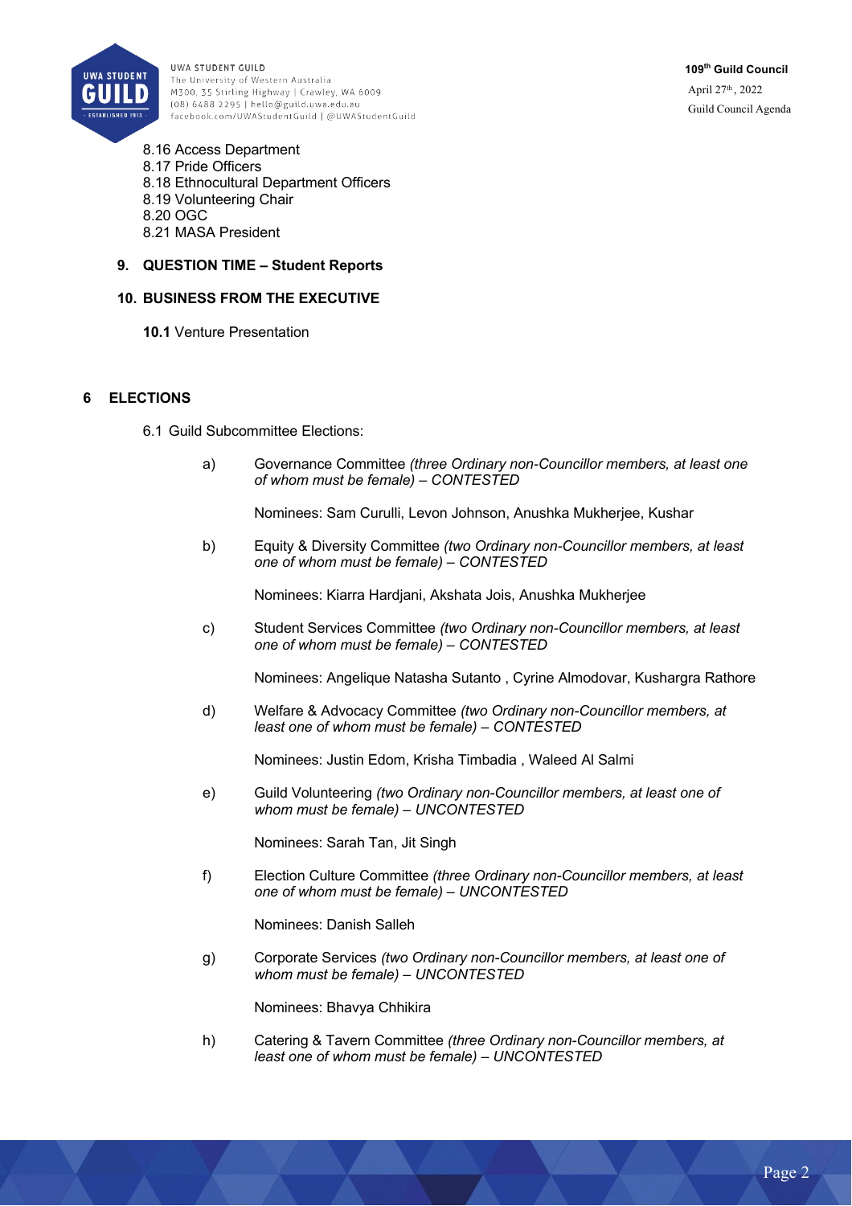8.16 Access Department
8.17 Pride Officers
8.18 Ethnocultural Department Officers
8.19 Volunteering Chair
8.20 OGC
8.21 MASA President

**9. QUESTION TIME – Student Reports**

**10. BUSINESS FROM THE EXECUTIVE**

**10.1** Venture Presentation

## 6 ELECTIONS

6.1 Guild Subcommittee Elections:

a) Governance Committee *(three Ordinary non-Councillor members, at least one of whom must be female) – CONTESTED*

Nominees: Sam Curulli, Levon Johnson, Anushka Mukherjee, Kushar

b) Equity & Diversity Committee *(two Ordinary non-Councillor members, at least one of whom must be female) – CONTESTED*

Nominees: Kiarra Hardjani, Akshata Jois, Anushka Mukherjee

c) Student Services Committee *(two Ordinary non-Councillor members, at least one of whom must be female) – CONTESTED*

Nominees: Angelique Natasha Sutanto , Cyrine Almodovar, Kushargra Rathore

d) Welfare & Advocacy Committee *(two Ordinary non-Councillor members, at least one of whom must be female) – CONTESTED*

Nominees: Justin Edom, Krisha Timbadia , Waleed Al Salmi

e) Guild Volunteering *(two Ordinary non-Councillor members, at least one of whom must be female) – UNCONTESTED*

Nominees: Sarah Tan, Jit Singh

f) Election Culture Committee *(three Ordinary non-Councillor members, at least one of whom must be female) – UNCONTESTED*

Nominees: Danish Salleh

g) Corporate Services *(two Ordinary non-Councillor members, at least one of whom must be female) – UNCONTESTED*

Nominees: Bhavya Chhikira

h) Catering & Tavern Committee *(three Ordinary non-Councillor members, at least one of whom must be female) – UNCONTESTED*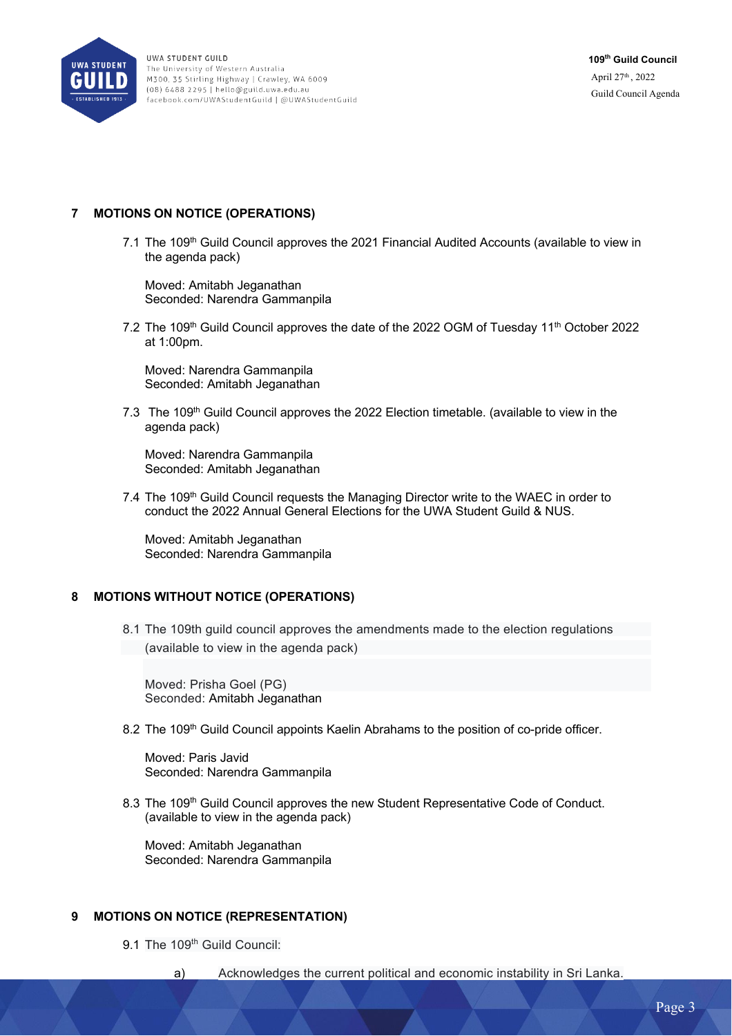## 7 MOTIONS ON NOTICE (OPERATIONS)

7.1 The 109th Guild Council approves the 2021 Financial Audited Accounts (available to view in the agenda pack)

Moved: Amitabh Jeganathan
Seconded: Narendra Gammanpila

7.2 The 109th Guild Council approves the date of the 2022 OGM of Tuesday 11th October 2022 at 1:00pm.

Moved: Narendra Gammanpila
Seconded: Amitabh Jeganathan

7.3 The 109th Guild Council approves the 2022 Election timetable. (available to view in the agenda pack)

Moved: Narendra Gammanpila
Seconded: Amitabh Jeganathan

7.4 The 109th Guild Council requests the Managing Director write to the WAEC in order to conduct the 2022 Annual General Elections for the UWA Student Guild & NUS.

Moved: Amitabh Jeganathan
Seconded: Narendra Gammanpila

## 8 MOTIONS WITHOUT NOTICE (OPERATIONS)

8.1 The 109th guild council approves the amendments made to the election regulations (available to view in the agenda pack)

Moved: Prisha Goel (PG)
Seconded: Amitabh Jeganathan

8.2 The 109th Guild Council appoints Kaelin Abrahams to the position of co-pride officer.

Moved: Paris Javid
Seconded: Narendra Gammanpila

8.3 The 109th Guild Council approves the new Student Representative Code of Conduct. (available to view in the agenda pack)

Moved: Amitabh Jeganathan
Seconded: Narendra Gammanpila

## 9 MOTIONS ON NOTICE (REPRESENTATION)

9.1 The 109th Guild Council:

a) Acknowledges the current political and economic instability in Sri Lanka.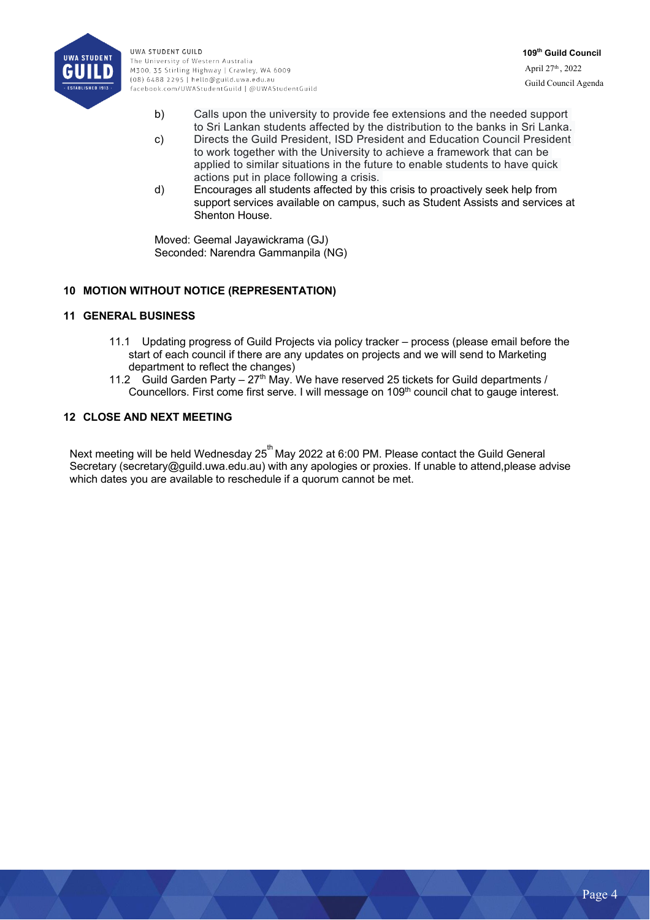b) Calls upon the university to provide fee extensions and the needed support to Sri Lankan students affected by the distribution to the banks in Sri Lanka.

c) Directs the Guild President, ISD President and Education Council President to work together with the University to achieve a framework that can be applied to similar situations in the future to enable students to have quick actions put in place following a crisis.

d) Encourages all students affected by this crisis to proactively seek help from support services available on campus, such as Student Assists and services at Shenton House.

Moved: Geemal Jayawickrama (GJ)
Seconded: Narendra Gammanpila (NG)

## 10 MOTION WITHOUT NOTICE (REPRESENTATION)

## 11 GENERAL BUSINESS

11.1 Updating progress of Guild Projects via policy tracker – process (please email before the start of each council if there are any updates on projects and we will send to Marketing department to reflect the changes)

11.2 Guild Garden Party – 27th May. We have reserved 25 tickets for Guild departments / Councellors. First come first serve. I will message on 109th council chat to gauge interest.

## 12 CLOSE AND NEXT MEETING

Next meeting will be held Wednesday 25th May 2022 at 6:00 PM. Please contact the Guild General Secretary (secretary@guild.uwa.edu.au) with any apologies or proxies. If unable to attend,please advise which dates you are available to reschedule if a quorum cannot be met.